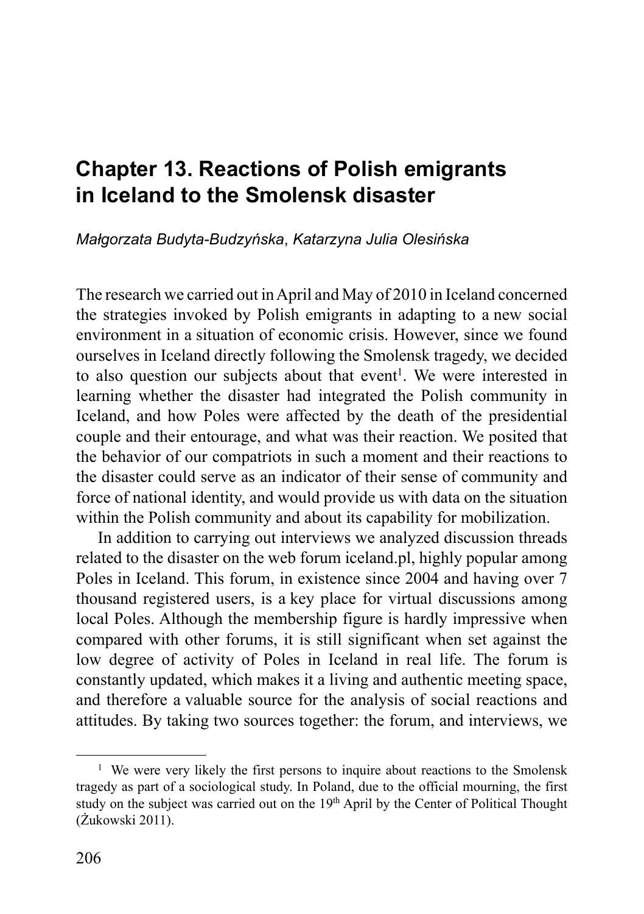# Chapter 13. Reactions of Polish emigrants in Iceland to the Smolensk disaster

*Małgorzata Budyta-Budzyńska*, *Katarzyna Julia Olesińska*

The research we carried out in April and May of 2010 in Iceland concerned the strategies invoked by Polish emigrants in adapting to a new social environment in a situation of economic crisis. However, since we found ourselves in Iceland directly following the Smolensk tragedy, we decided to also question our subjects about that event[1]. We were interested in learning whether the disaster had integrated the Polish community in Iceland, and how Poles were affected by the death of the presidential couple and their entourage, and what was their reaction. We posited that the behavior of our compatriots in such a moment and their reactions to the disaster could serve as an indicator of their sense of community and force of national identity, and would provide us with data on the situation within the Polish community and about its capability for mobilization.

In addition to carrying out interviews we analyzed discussion threads related to the disaster on the web forum iceland.pl, highly popular among Poles in Iceland. This forum, in existence since 2004 and having over 7 thousand registered users, is a key place for virtual discussions among local Poles. Although the membership figure is hardly impressive when compared with other forums, it is still significant when set against the low degree of activity of Poles in Iceland in real life. The forum is constantly updated, which makes it a living and authentic meeting space, and therefore a valuable source for the analysis of social reactions and attitudes. By taking two sources together: the forum, and interviews, we

[1] We were very likely the first persons to inquire about reactions to the Smolensk tragedy as part of a sociological study. In Poland, due to the official mourning, the first study on the subject was carried out on the 19th April by the Center of Political Thought (Żukowski 2011).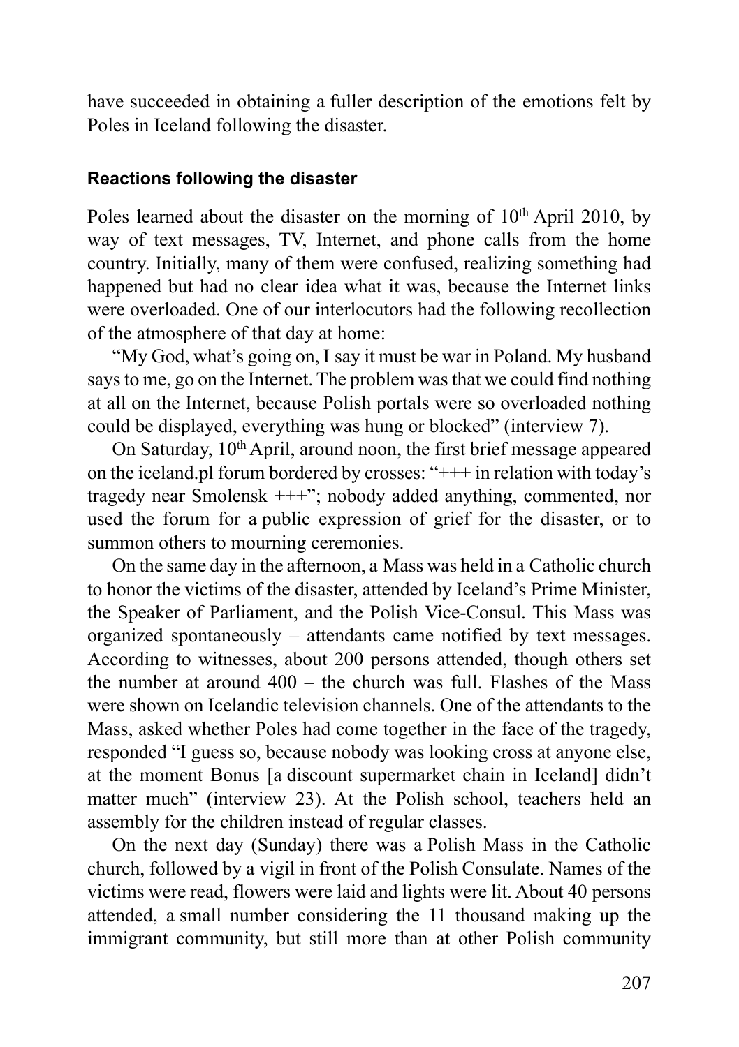have succeeded in obtaining a fuller description of the emotions felt by Poles in Iceland following the disaster.

#### Reactions following the disaster

Poles learned about the disaster on the morning of 10th April 2010, by way of text messages, TV, Internet, and phone calls from the home country. Initially, many of them were confused, realizing something had happened but had no clear idea what it was, because the Internet links were overloaded. One of our interlocutors had the following recollection of the atmosphere of that day at home:

"My God, what's going on, I say it must be war in Poland. My husband says to me, go on the Internet. The problem was that we could find nothing at all on the Internet, because Polish portals were so overloaded nothing could be displayed, everything was hung or blocked" (interview 7).

On Saturday, 10th April, around noon, the first brief message appeared on the iceland.pl forum bordered by crosses: "+++ in relation with today's tragedy near Smolensk +++"; nobody added anything, commented, nor used the forum for a public expression of grief for the disaster, or to summon others to mourning ceremonies.

On the same day in the afternoon, a Mass was held in a Catholic church to honor the victims of the disaster, attended by Iceland's Prime Minister, the Speaker of Parliament, and the Polish Vice-Consul. This Mass was organized spontaneously – attendants came notified by text messages. According to witnesses, about 200 persons attended, though others set the number at around 400 – the church was full. Flashes of the Mass were shown on Icelandic television channels. One of the attendants to the Mass, asked whether Poles had come together in the face of the tragedy, responded "I guess so, because nobody was looking cross at anyone else, at the moment Bonus [a discount supermarket chain in Iceland] didn't matter much" (interview 23). At the Polish school, teachers held an assembly for the children instead of regular classes.

On the next day (Sunday) there was a Polish Mass in the Catholic church, followed by a vigil in front of the Polish Consulate. Names of the victims were read, flowers were laid and lights were lit. About 40 persons attended, a small number considering the 11 thousand making up the immigrant community, but still more than at other Polish community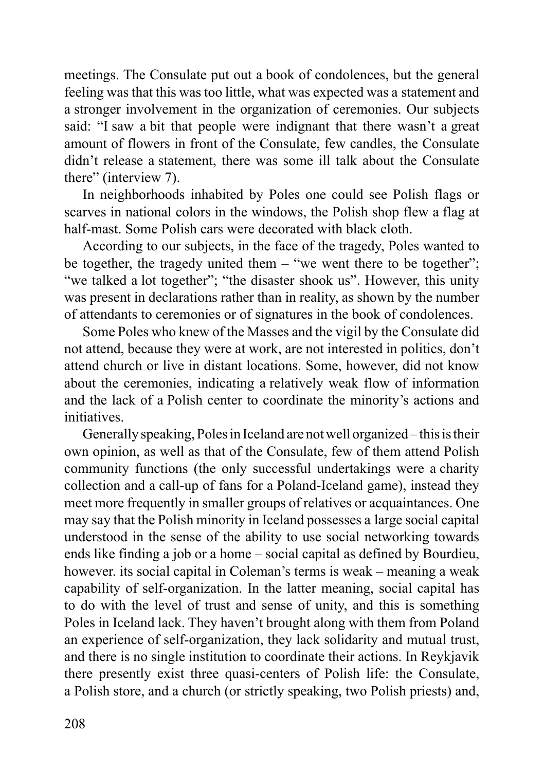meetings. The Consulate put out a book of condolences, but the general feeling was that this was too little, what was expected was a statement and a stronger involvement in the organization of ceremonies. Our subjects said: "I saw a bit that people were indignant that there wasn't a great amount of flowers in front of the Consulate, few candles, the Consulate didn't release a statement, there was some ill talk about the Consulate there" (interview 7).

In neighborhoods inhabited by Poles one could see Polish flags or scarves in national colors in the windows, the Polish shop flew a flag at half-mast. Some Polish cars were decorated with black cloth.

According to our subjects, in the face of the tragedy, Poles wanted to be together, the tragedy united them – "we went there to be together"; "we talked a lot together"; "the disaster shook us". However, this unity was present in declarations rather than in reality, as shown by the number of attendants to ceremonies or of signatures in the book of condolences.

Some Poles who knew of the Masses and the vigil by the Consulate did not attend, because they were at work, are not interested in politics, don't attend church or live in distant locations. Some, however, did not know about the ceremonies, indicating a relatively weak flow of information and the lack of a Polish center to coordinate the minority's actions and initiatives.

Generally speaking, Poles in Iceland are not well organized – this is their own opinion, as well as that of the Consulate, few of them attend Polish community functions (the only successful undertakings were a charity collection and a call-up of fans for a Poland-Iceland game), instead they meet more frequently in smaller groups of relatives or acquaintances. One may say that the Polish minority in Iceland possesses a large social capital understood in the sense of the ability to use social networking towards ends like finding a job or a home – social capital as defined by Bourdieu, however. its social capital in Coleman's terms is weak – meaning a weak capability of self-organization. In the latter meaning, social capital has to do with the level of trust and sense of unity, and this is something Poles in Iceland lack. They haven't brought along with them from Poland an experience of self-organization, they lack solidarity and mutual trust, and there is no single institution to coordinate their actions. In Reykjavik there presently exist three quasi-centers of Polish life: the Consulate, a Polish store, and a church (or strictly speaking, two Polish priests) and,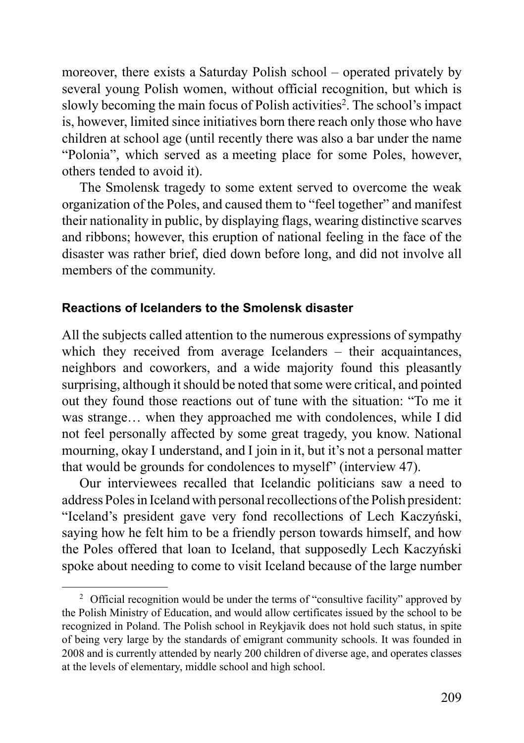moreover, there exists a Saturday Polish school – operated privately by several young Polish women, without official recognition, but which is slowly becoming the main focus of Polish activities[2]. The school's impact is, however, limited since initiatives born there reach only those who have children at school age (until recently there was also a bar under the name "Polonia", which served as a meeting place for some Poles, however, others tended to avoid it).

The Smolensk tragedy to some extent served to overcome the weak organization of the Poles, and caused them to "feel together" and manifest their nationality in public, by displaying flags, wearing distinctive scarves and ribbons; however, this eruption of national feeling in the face of the disaster was rather brief, died down before long, and did not involve all members of the community.

#### Reactions of Icelanders to the Smolensk disaster

All the subjects called attention to the numerous expressions of sympathy which they received from average Icelanders – their acquaintances, neighbors and coworkers, and a wide majority found this pleasantly surprising, although it should be noted that some were critical, and pointed out they found those reactions out of tune with the situation: "To me it was strange… when they approached me with condolences, while I did not feel personally affected by some great tragedy, you know. National mourning, okay I understand, and I join in it, but it's not a personal matter that would be grounds for condolences to myself" (interview 47).

Our interviewees recalled that Icelandic politicians saw a need to address Poles in Iceland with personal recollections of the Polish president: "Iceland's president gave very fond recollections of Lech Kaczyński, saying how he felt him to be a friendly person towards himself, and how the Poles offered that loan to Iceland, that supposedly Lech Kaczyński spoke about needing to come to visit Iceland because of the large number

---

[2] Official recognition would be under the terms of "consultive facility" approved by the Polish Ministry of Education, and would allow certificates issued by the school to be recognized in Poland. The Polish school in Reykjavik does not hold such status, in spite of being very large by the standards of emigrant community schools. It was founded in 2008 and is currently attended by nearly 200 children of diverse age, and operates classes at the levels of elementary, middle school and high school.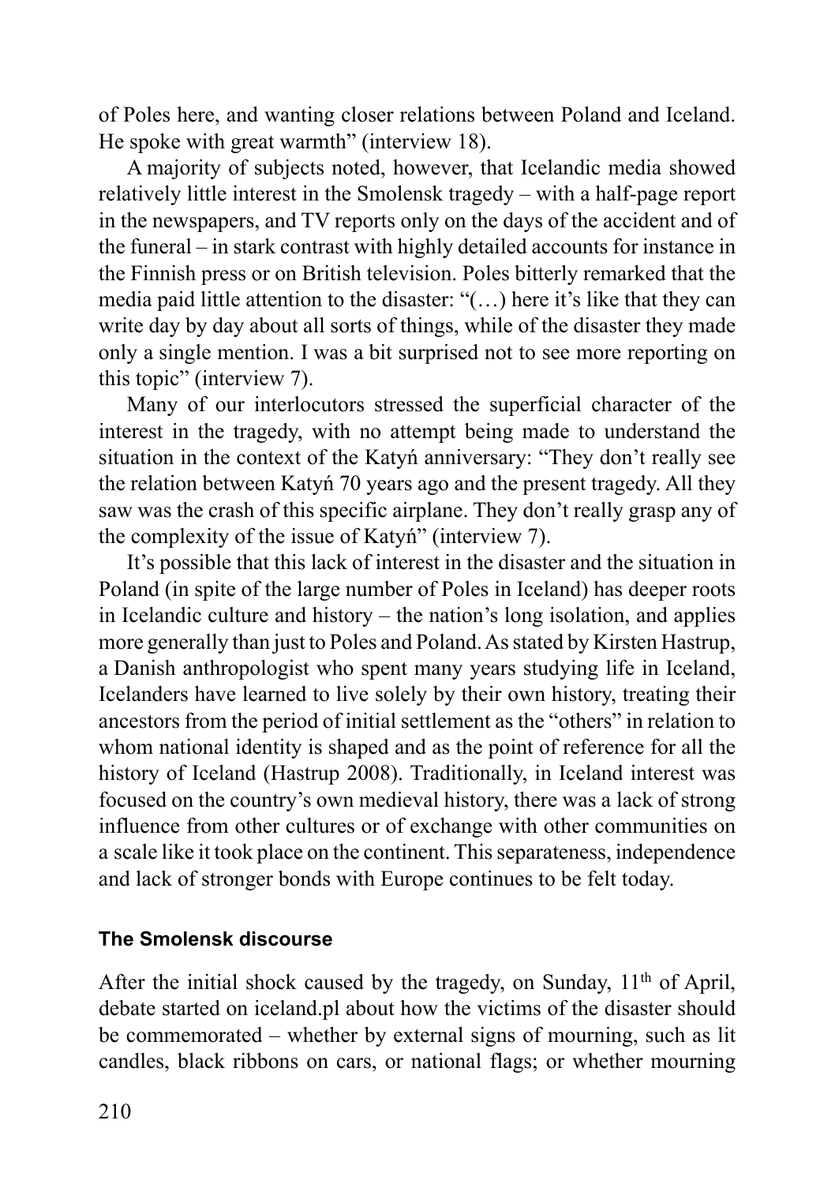of Poles here, and wanting closer relations between Poland and Iceland. He spoke with great warmth" (interview 18).

A majority of subjects noted, however, that Icelandic media showed relatively little interest in the Smolensk tragedy – with a half-page report in the newspapers, and TV reports only on the days of the accident and of the funeral – in stark contrast with highly detailed accounts for instance in the Finnish press or on British television. Poles bitterly remarked that the media paid little attention to the disaster: "(…) here it's like that they can write day by day about all sorts of things, while of the disaster they made only a single mention. I was a bit surprised not to see more reporting on this topic" (interview 7).

Many of our interlocutors stressed the superficial character of the interest in the tragedy, with no attempt being made to understand the situation in the context of the Katyń anniversary: "They don't really see the relation between Katyń 70 years ago and the present tragedy. All they saw was the crash of this specific airplane. They don't really grasp any of the complexity of the issue of Katyń" (interview 7).

It's possible that this lack of interest in the disaster and the situation in Poland (in spite of the large number of Poles in Iceland) has deeper roots in Icelandic culture and history – the nation's long isolation, and applies more generally than just to Poles and Poland. As stated by Kirsten Hastrup, a Danish anthropologist who spent many years studying life in Iceland, Icelanders have learned to live solely by their own history, treating their ancestors from the period of initial settlement as the "others" in relation to whom national identity is shaped and as the point of reference for all the history of Iceland (Hastrup 2008). Traditionally, in Iceland interest was focused on the country's own medieval history, there was a lack of strong influence from other cultures or of exchange with other communities on a scale like it took place on the continent. This separateness, independence and lack of stronger bonds with Europe continues to be felt today.

## The Smolensk discourse

After the initial shock caused by the tragedy, on Sunday, 11th of April, debate started on iceland.pl about how the victims of the disaster should be commemorated – whether by external signs of mourning, such as lit candles, black ribbons on cars, or national flags; or whether mourning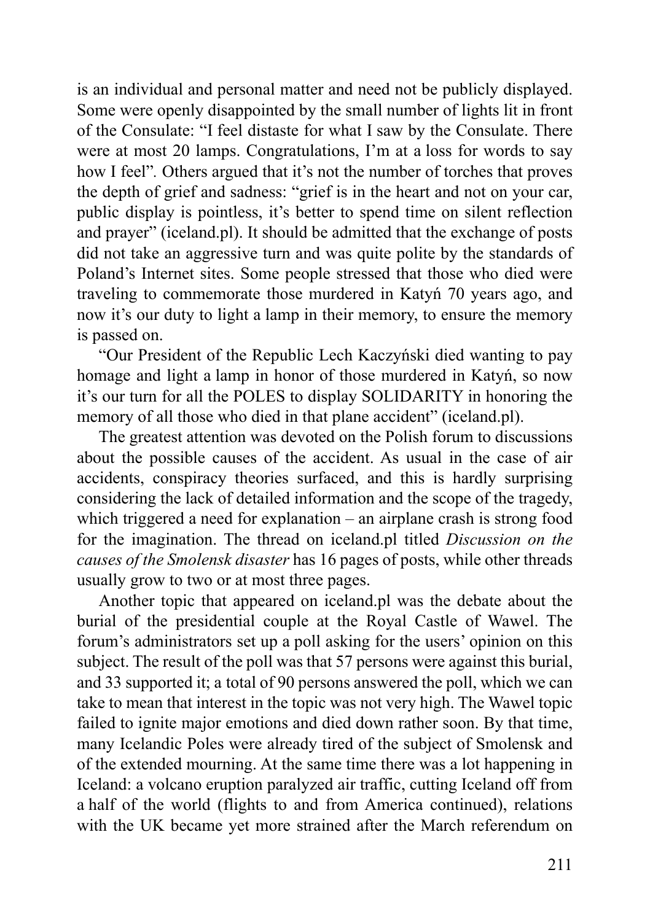is an individual and personal matter and need not be publicly displayed. Some were openly disappointed by the small number of lights lit in front of the Consulate: "I feel distaste for what I saw by the Consulate. There were at most 20 lamps. Congratulations, I'm at a loss for words to say how I feel". Others argued that it's not the number of torches that proves the depth of grief and sadness: "grief is in the heart and not on your car, public display is pointless, it's better to spend time on silent reflection and prayer" (iceland.pl). It should be admitted that the exchange of posts did not take an aggressive turn and was quite polite by the standards of Poland's Internet sites. Some people stressed that those who died were traveling to commemorate those murdered in Katyń 70 years ago, and now it's our duty to light a lamp in their memory, to ensure the memory is passed on.

"Our President of the Republic Lech Kaczyński died wanting to pay homage and light a lamp in honor of those murdered in Katyń, so now it's our turn for all the POLES to display SOLIDARITY in honoring the memory of all those who died in that plane accident" (iceland.pl).

The greatest attention was devoted on the Polish forum to discussions about the possible causes of the accident. As usual in the case of air accidents, conspiracy theories surfaced, and this is hardly surprising considering the lack of detailed information and the scope of the tragedy, which triggered a need for explanation – an airplane crash is strong food for the imagination. The thread on iceland.pl titled *Discussion on the causes of the Smolensk disaster* has 16 pages of posts, while other threads usually grow to two or at most three pages.

Another topic that appeared on iceland.pl was the debate about the burial of the presidential couple at the Royal Castle of Wawel. The forum's administrators set up a poll asking for the users' opinion on this subject. The result of the poll was that 57 persons were against this burial, and 33 supported it; a total of 90 persons answered the poll, which we can take to mean that interest in the topic was not very high. The Wawel topic failed to ignite major emotions and died down rather soon. By that time, many Icelandic Poles were already tired of the subject of Smolensk and of the extended mourning. At the same time there was a lot happening in Iceland: a volcano eruption paralyzed air traffic, cutting Iceland off from a half of the world (flights to and from America continued), relations with the UK became yet more strained after the March referendum on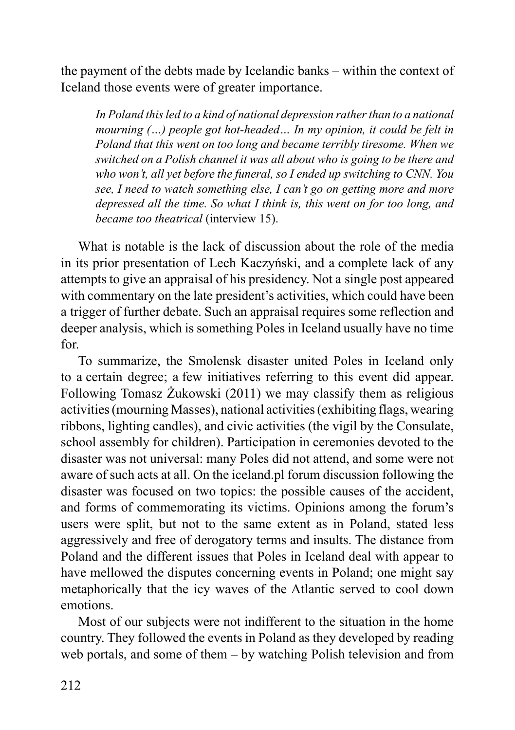the payment of the debts made by Icelandic banks – within the context of Iceland those events were of greater importance.

> *In Poland this led to a kind of national depression rather than to a national mourning (…) people got hot-headed… In my opinion, it could be felt in Poland that this went on too long and became terribly tiresome. When we switched on a Polish channel it was all about who is going to be there and who won't, all yet before the funeral, so I ended up switching to CNN. You see, I need to watch something else, I can't go on getting more and more depressed all the time. So what I think is, this went on for too long, and became too theatrical* (interview 15).

What is notable is the lack of discussion about the role of the media in its prior presentation of Lech Kaczyński, and a complete lack of any attempts to give an appraisal of his presidency. Not a single post appeared with commentary on the late president's activities, which could have been a trigger of further debate. Such an appraisal requires some reflection and deeper analysis, which is something Poles in Iceland usually have no time for.

To summarize, the Smolensk disaster united Poles in Iceland only to a certain degree; a few initiatives referring to this event did appear. Following Tomasz Żukowski (2011) we may classify them as religious activities (mourning Masses), national activities (exhibiting flags, wearing ribbons, lighting candles), and civic activities (the vigil by the Consulate, school assembly for children). Participation in ceremonies devoted to the disaster was not universal: many Poles did not attend, and some were not aware of such acts at all. On the iceland.pl forum discussion following the disaster was focused on two topics: the possible causes of the accident, and forms of commemorating its victims. Opinions among the forum's users were split, but not to the same extent as in Poland, stated less aggressively and free of derogatory terms and insults. The distance from Poland and the different issues that Poles in Iceland deal with appear to have mellowed the disputes concerning events in Poland; one might say metaphorically that the icy waves of the Atlantic served to cool down emotions.

Most of our subjects were not indifferent to the situation in the home country. They followed the events in Poland as they developed by reading web portals, and some of them – by watching Polish television and from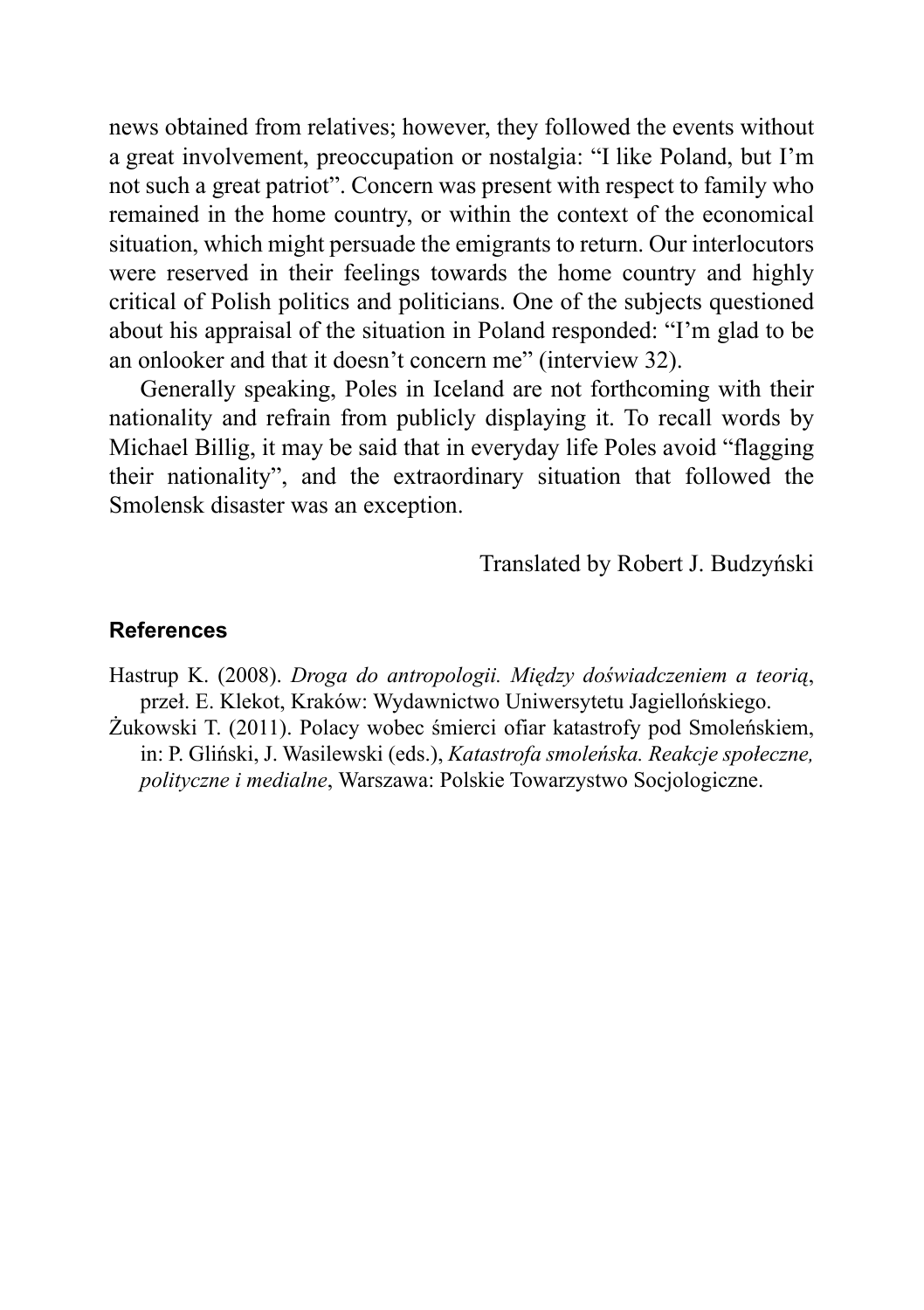news obtained from relatives; however, they followed the events without a great involvement, preoccupation or nostalgia: “I like Poland, but I’m not such a great patriot”. Concern was present with respect to family who remained in the home country, or within the context of the economical situation, which might persuade the emigrants to return. Our interlocutors were reserved in their feelings towards the home country and highly critical of Polish politics and politicians. One of the subjects questioned about his appraisal of the situation in Poland responded: “I’m glad to be an onlooker and that it doesn’t concern me” (interview 32).

Generally speaking, Poles in Iceland are not forthcoming with their nationality and refrain from publicly displaying it. To recall words by Michael Billig, it may be said that in everyday life Poles avoid “flagging their nationality”, and the extraordinary situation that followed the Smolensk disaster was an exception.

Translated by Robert J. Budzyński

## References

Hastrup K. (2008). *Droga do antropologii. Między doświadczeniem a teorią*, przeł. E. Klekot, Kraków: Wydawnictwo Uniwersytetu Jagiellońskiego.

Żukowski T. (2011). Polacy wobec śmierci ofiar katastrofy pod Smoleńskiem, in: P. Gliński, J. Wasilewski (eds.), *Katastrofa smoleńska. Reakcje społeczne, polityczne i medialne*, Warszawa: Polskie Towarzystwo Socjologiczne.